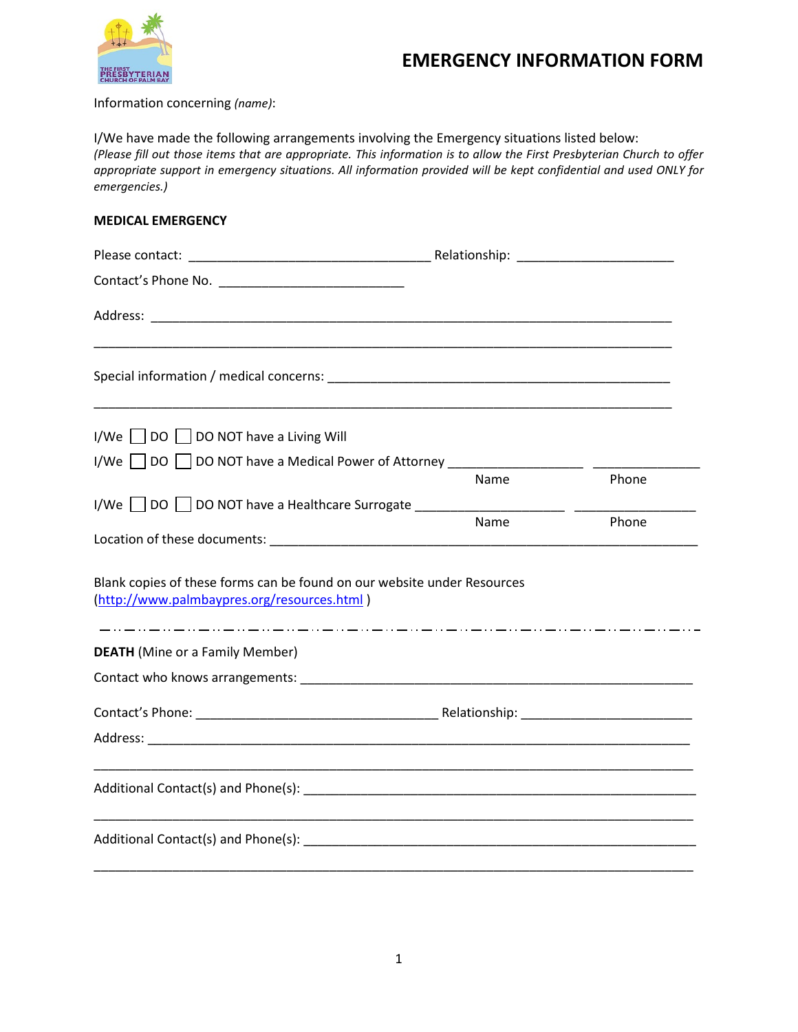# EMERGENCY INFORMATION FORM

Information concerning *(name)*:

I/We have made the following arrangements involving the Emergency situations listed below:
*(Please fill out those items that are appropriate. This information is to allow the First Presbyterian Church to offer appropriate support in emergency situations. All information provided will be kept confidential and used ONLY for emergencies.)*

**MEDICAL EMERGENCY**

Please contact: ________________________________ Relationship: ____________________

Contact's Phone No. ________________________

Address: ______________________________________________________________________

_____________________________________________________________________________

Special information / medical concerns: ___________________________________________

_____________________________________________________________________________

I/We ☐ DO ☐ DO NOT have a Living Will

I/We ☐ DO ☐ DO NOT have a Medical Power of Attorney __________________ ______________
Name Phone

I/We ☐ DO ☐ DO NOT have a Healthcare Surrogate ____________________ _______________
Name Phone

Location of these documents: ___________________________________________________

Blank copies of these forms can be found on our website under Resources
([http://www.palmbaypres.org/resources.html](http://www.palmbaypres.org/resources.html) )

---

**DEATH** (Mine or a Family Member)

Contact who knows arrangements: ______________________________________________

Contact's Phone: ________________________________ Relationship: ______________________

Address: _____________________________________________________________________

_____________________________________________________________________________

Additional Contact(s) and Phone(s): _____________________________________________

_____________________________________________________________________________

Additional Contact(s) and Phone(s): _____________________________________________

_____________________________________________________________________________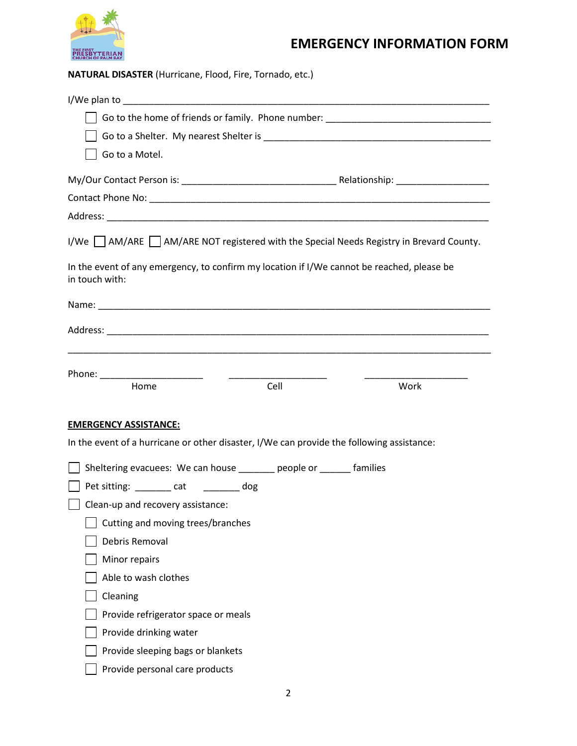# EMERGENCY INFORMATION FORM

**NATURAL DISASTER** (Hurricane, Flood, Fire, Tornado, etc.)

I/We plan to ___________________________________________________________________________

- ☐ Go to the home of friends or family. Phone number: ________________________________
- ☐ Go to a Shelter. My nearest Shelter is _____________________________________________
- ☐ Go to a Motel.

My/Our Contact Person is: ______________________________ Relationship: __________________

Contact Phone No: _____________________________________________________________________

Address: _____________________________________________________________________________

I/We ☐ AM/ARE ☐ AM/ARE NOT registered with the Special Needs Registry in Brevard County.

In the event of any emergency, to confirm my location if I/We cannot be reached, please be in touch with:

Name: _______________________________________________________________________________

Address: _____________________________________________________________________________

_____________________________________________________________________________________

Phone: ____________________ ____________________ ____________________

Home Cell Work

**EMERGENCY ASSISTANCE:**

In the event of a hurricane or other disaster, I/We can provide the following assistance:

- ☐ Sheltering evacuees: We can house _______ people or ______ families
- ☐ Pet sitting: _______ cat _______ dog
- ☐ Clean-up and recovery assistance:
  - ☐ Cutting and moving trees/branches
  - ☐ Debris Removal
  - ☐ Minor repairs
  - ☐ Able to wash clothes
  - ☐ Cleaning
  - ☐ Provide refrigerator space or meals
  - ☐ Provide drinking water
  - ☐ Provide sleeping bags or blankets
  - ☐ Provide personal care products